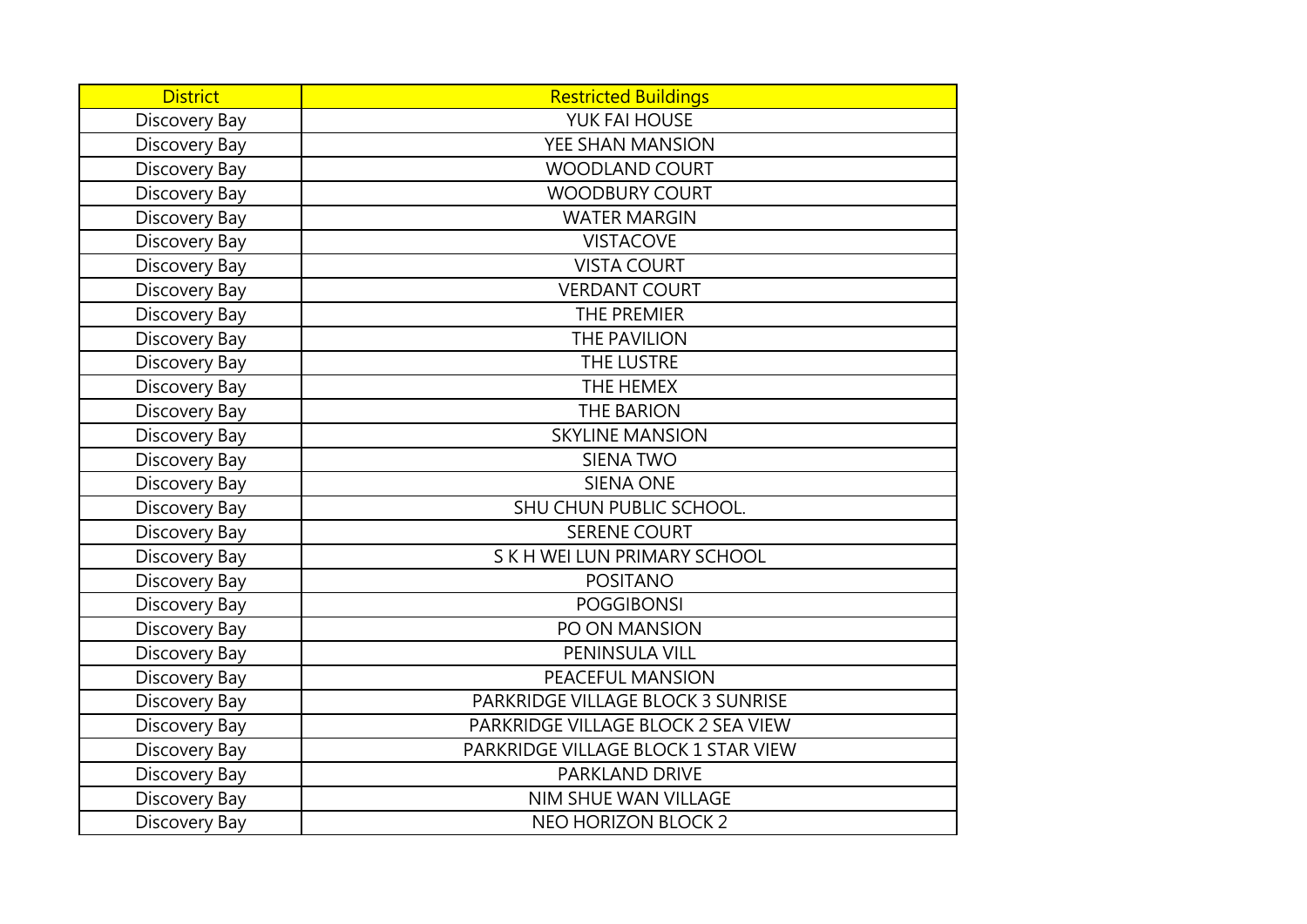| District | Restricted Buildings |
|---|---|
| Discovery Bay | YUK FAI HOUSE |
| Discovery Bay | YEE SHAN MANSION |
| Discovery Bay | WOODLAND COURT |
| Discovery Bay | WOODBURY COURT |
| Discovery Bay | WATER MARGIN |
| Discovery Bay | VISTACOVE |
| Discovery Bay | VISTA COURT |
| Discovery Bay | VERDANT COURT |
| Discovery Bay | THE PREMIER |
| Discovery Bay | THE PAVILION |
| Discovery Bay | THE LUSTRE |
| Discovery Bay | THE HEMEX |
| Discovery Bay | THE BARION |
| Discovery Bay | SKYLINE MANSION |
| Discovery Bay | SIENA TWO |
| Discovery Bay | SIENA ONE |
| Discovery Bay | SHU CHUN PUBLIC SCHOOL. |
| Discovery Bay | SERENE COURT |
| Discovery Bay | S K H WEI LUN PRIMARY SCHOOL |
| Discovery Bay | POSITANO |
| Discovery Bay | POGGIBONSI |
| Discovery Bay | PO ON MANSION |
| Discovery Bay | PENINSULA VILL |
| Discovery Bay | PEACEFUL MANSION |
| Discovery Bay | PARKRIDGE VILLAGE BLOCK 3 SUNRISE |
| Discovery Bay | PARKRIDGE VILLAGE BLOCK 2 SEA VIEW |
| Discovery Bay | PARKRIDGE VILLAGE BLOCK 1 STAR VIEW |
| Discovery Bay | PARKLAND DRIVE |
| Discovery Bay | NIM SHUE WAN VILLAGE |
| Discovery Bay | NEO HORIZON BLOCK 2 |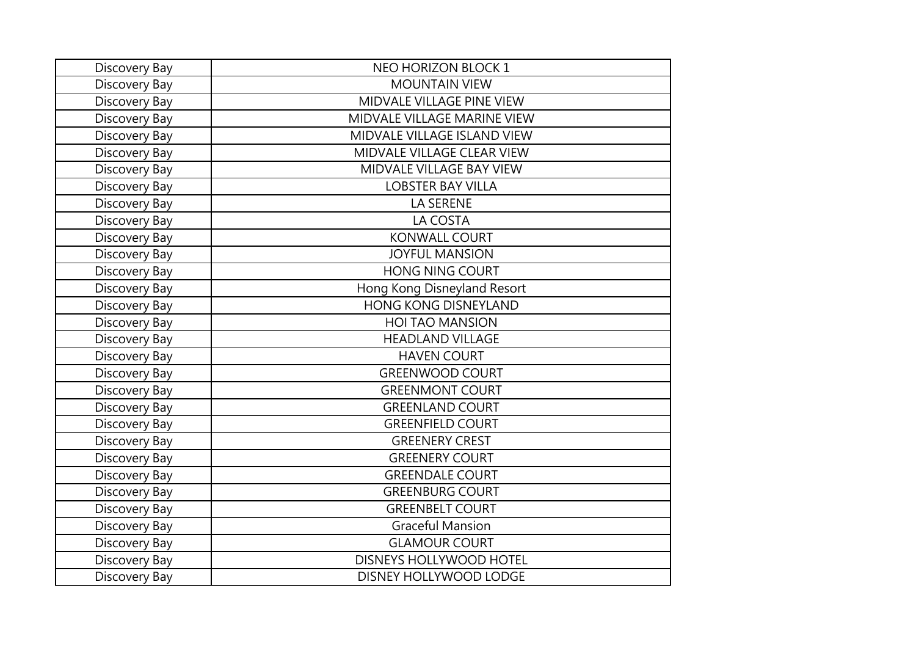| Discovery Bay | NEO HORIZON BLOCK 1 |
|---|---|
| Discovery Bay | MOUNTAIN VIEW |
| Discovery Bay | MIDVALE VILLAGE PINE VIEW |
| Discovery Bay | MIDVALE VILLAGE MARINE VIEW |
| Discovery Bay | MIDVALE VILLAGE ISLAND VIEW |
| Discovery Bay | MIDVALE VILLAGE CLEAR VIEW |
| Discovery Bay | MIDVALE VILLAGE BAY VIEW |
| Discovery Bay | LOBSTER BAY VILLA |
| Discovery Bay | LA SERENE |
| Discovery Bay | LA COSTA |
| Discovery Bay | KONWALL COURT |
| Discovery Bay | JOYFUL MANSION |
| Discovery Bay | HONG NING COURT |
| Discovery Bay | Hong Kong Disneyland Resort |
| Discovery Bay | HONG KONG DISNEYLAND |
| Discovery Bay | HOI TAO MANSION |
| Discovery Bay | HEADLAND VILLAGE |
| Discovery Bay | HAVEN COURT |
| Discovery Bay | GREENWOOD COURT |
| Discovery Bay | GREENMONT COURT |
| Discovery Bay | GREENLAND COURT |
| Discovery Bay | GREENFIELD COURT |
| Discovery Bay | GREENERY CREST |
| Discovery Bay | GREENERY COURT |
| Discovery Bay | GREENDALE COURT |
| Discovery Bay | GREENBURG COURT |
| Discovery Bay | GREENBELT COURT |
| Discovery Bay | Graceful Mansion |
| Discovery Bay | GLAMOUR COURT |
| Discovery Bay | DISNEYS HOLLYWOOD HOTEL |
| Discovery Bay | DISNEY HOLLYWOOD LODGE |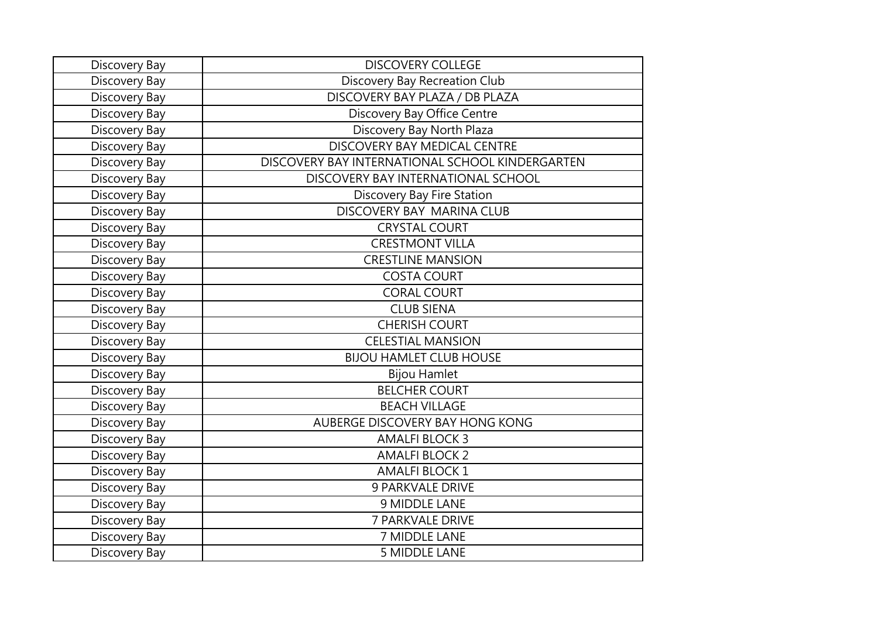| Discovery Bay | DISCOVERY COLLEGE |
|---|---|
| Discovery Bay | Discovery Bay Recreation Club |
| Discovery Bay | DISCOVERY BAY PLAZA / DB PLAZA |
| Discovery Bay | Discovery Bay Office Centre |
| Discovery Bay | Discovery Bay North Plaza |
| Discovery Bay | DISCOVERY BAY MEDICAL CENTRE |
| Discovery Bay | DISCOVERY BAY INTERNATIONAL SCHOOL KINDERGARTEN |
| Discovery Bay | DISCOVERY BAY INTERNATIONAL SCHOOL |
| Discovery Bay | Discovery Bay Fire Station |
| Discovery Bay | DISCOVERY BAY MARINA CLUB |
| Discovery Bay | CRYSTAL COURT |
| Discovery Bay | CRESTMONT VILLA |
| Discovery Bay | CRESTLINE MANSION |
| Discovery Bay | COSTA COURT |
| Discovery Bay | CORAL COURT |
| Discovery Bay | CLUB SIENA |
| Discovery Bay | CHERISH COURT |
| Discovery Bay | CELESTIAL MANSION |
| Discovery Bay | BIJOU HAMLET CLUB HOUSE |
| Discovery Bay | Bijou Hamlet |
| Discovery Bay | BELCHER COURT |
| Discovery Bay | BEACH VILLAGE |
| Discovery Bay | AUBERGE DISCOVERY BAY HONG KONG |
| Discovery Bay | AMALFI BLOCK 3 |
| Discovery Bay | AMALFI BLOCK 2 |
| Discovery Bay | AMALFI BLOCK 1 |
| Discovery Bay | 9 PARKVALE DRIVE |
| Discovery Bay | 9 MIDDLE LANE |
| Discovery Bay | 7 PARKVALE DRIVE |
| Discovery Bay | 7 MIDDLE LANE |
| Discovery Bay | 5 MIDDLE LANE |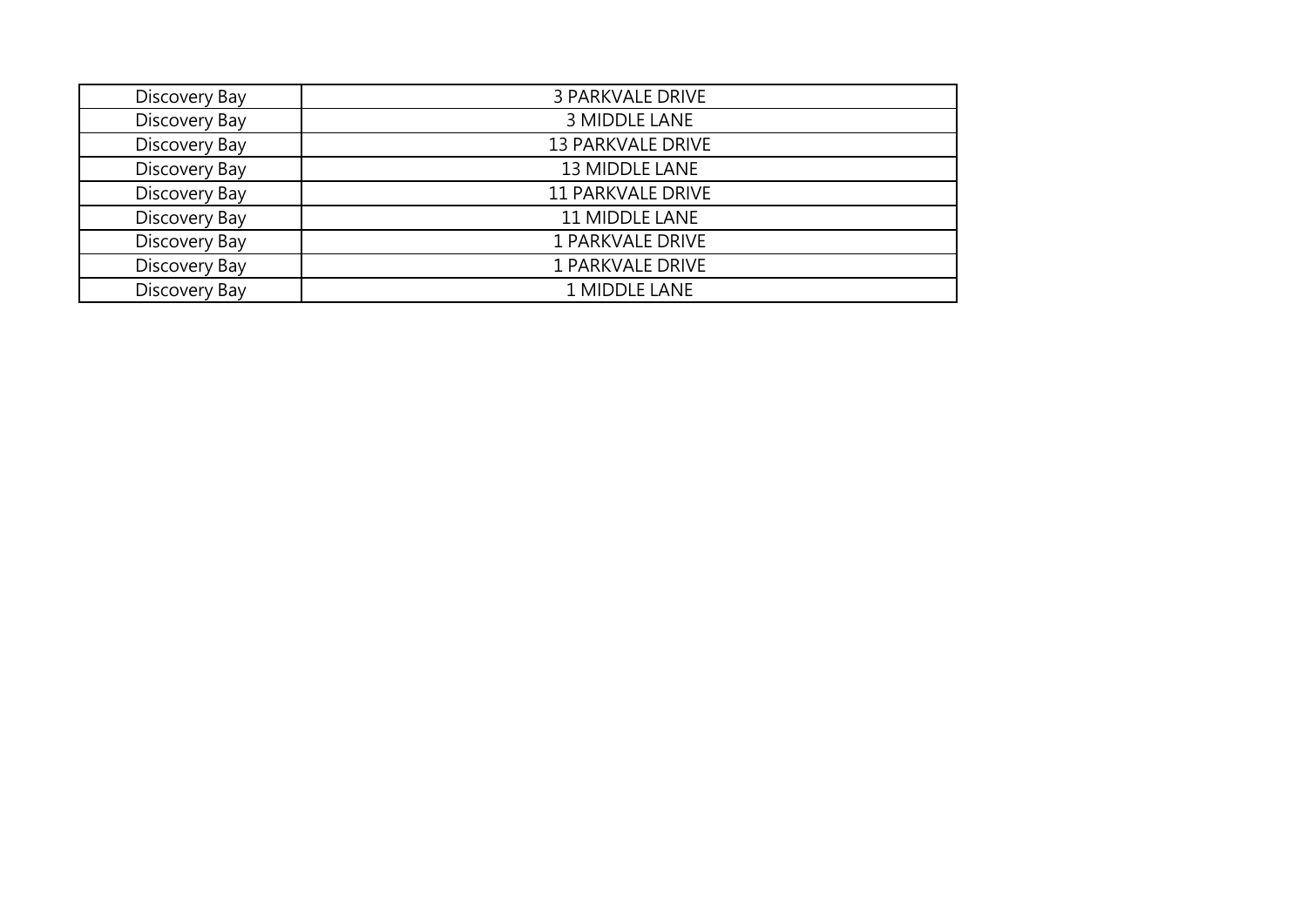| | |
|---|---|
| Discovery Bay | 3 PARKVALE DRIVE |
| Discovery Bay | 3 MIDDLE LANE |
| Discovery Bay | 13 PARKVALE DRIVE |
| Discovery Bay | 13 MIDDLE LANE |
| Discovery Bay | 11 PARKVALE DRIVE |
| Discovery Bay | 11 MIDDLE LANE |
| Discovery Bay | 1 PARKVALE DRIVE |
| Discovery Bay | 1 PARKVALE DRIVE |
| Discovery Bay | 1 MIDDLE LANE |